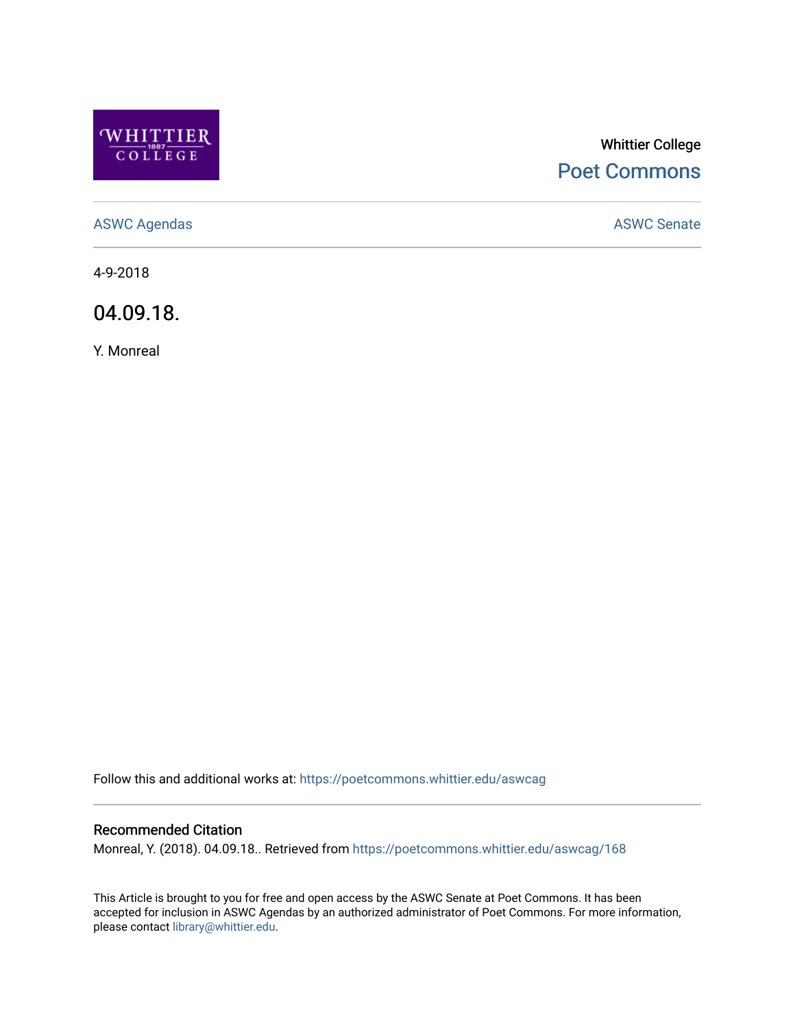Whittier College

Poet Commons

ASWC Agendas

ASWC Senate

4-9-2018

# 04.09.18.

Y. Monreal

Follow this and additional works at: https://poetcommons.whittier.edu/aswcag

## Recommended Citation

Monreal, Y. (2018). 04.09.18.. Retrieved from https://poetcommons.whittier.edu/aswcag/168

This Article is brought to you for free and open access by the ASWC Senate at Poet Commons. It has been accepted for inclusion in ASWC Agendas by an authorized administrator of Poet Commons. For more information, please contact library@whittier.edu.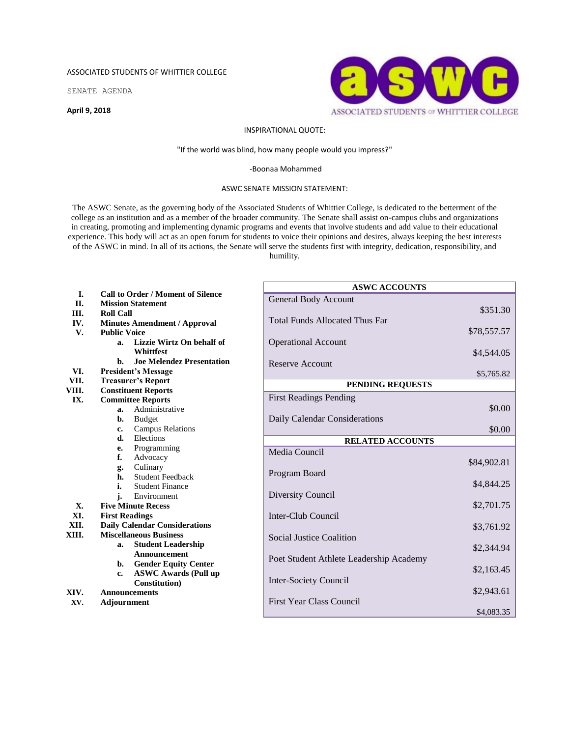ASSOCIATED STUDENTS OF WHITTIER COLLEGE

SENATE AGENDA

**April 9, 2018**

ASSOCIATED STUDENTS OF WHITTIER COLLEGE

INSPIRATIONAL QUOTE:

"If the world was blind, how many people would you impress?"

-Boonaa Mohammed

ASWC SENATE MISSION STATEMENT:

The ASWC Senate, as the governing body of the Associated Students of Whittier College, is dedicated to the betterment of the college as an institution and as a member of the broader community. The Senate shall assist on-campus clubs and organizations in creating, promoting and implementing dynamic programs and events that involve students and add value to their educational experience. This body will act as an open forum for students to voice their opinions and desires, always keeping the best interests of the ASWC in mind. In all of its actions, the Senate will serve the students first with integrity, dedication, responsibility, and humility.

- **I. Call to Order / Moment of Silence**
- **II. Mission Statement**
- **III. Roll Call**
- **IV. Minutes Amendment / Approval**
- **V. Public Voice**
  - **a. Lizzie Wirtz On behalf of Whittfest**
  - **b. Joe Melendez Presentation**
- **VI. President's Message**
- **VII. Treasurer's Report**
- **VIII. Constituent Reports**
- **IX. Committee Reports**
  - **a.** Administrative
  - **b.** Budget
  - **c.** Campus Relations
  - **d.** Elections
  - **e.** Programming
  - **f.** Advocacy
  - **g.** Culinary
  - **h.** Student Feedback
  - **i.** Student Finance
  - **j.** Environment
- **X. Five Minute Recess**
- **XI. First Readings**
- **XII. Daily Calendar Considerations**
- **XIII. Miscellaneous Business**
  - **a. Student Leadership Announcement**
  - **b. Gender Equity Center**
  - **c. ASWC Awards (Pull up Constitution)**
- **XIV. Announcements**
- **XV. Adjournment**

| ASWC ACCOUNTS | |
|---|---|
| General Body Account | $351.30 |
| Total Funds Allocated Thus Far | $78,557.57 |
| Operational Account | $4,544.05 |
| Reserve Account | $5,765.82 |
| **PENDING REQUESTS** | |
| First Readings Pending | $0.00 |
| Daily Calendar Considerations | $0.00 |
| **RELATED ACCOUNTS** | |
| Media Council | $84,902.81 |
| Program Board | $4,844.25 |
| Diversity Council | $2,701.75 |
| Inter-Club Council | $3,761.92 |
| Social Justice Coalition | $2,344.94 |
| Poet Student Athlete Leadership Academy | $2,163.45 |
| Inter-Society Council | $2,943.61 |
| First Year Class Council | $4,083.35 |